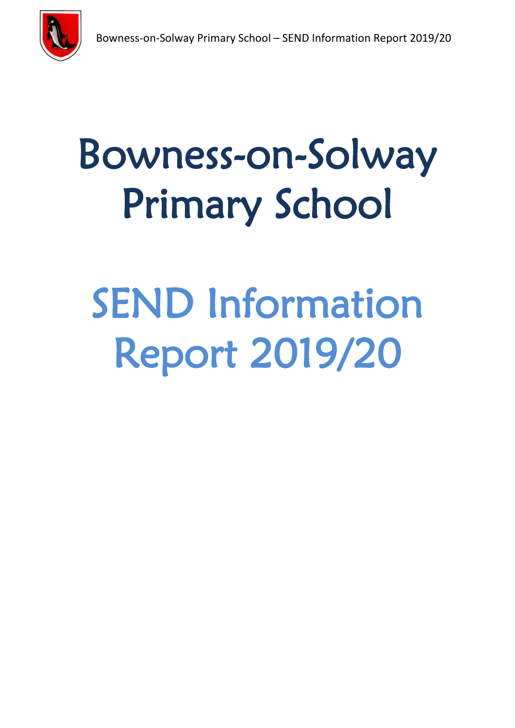# Bowness-on-Solway Primary School

# SEND Information Report 2019/20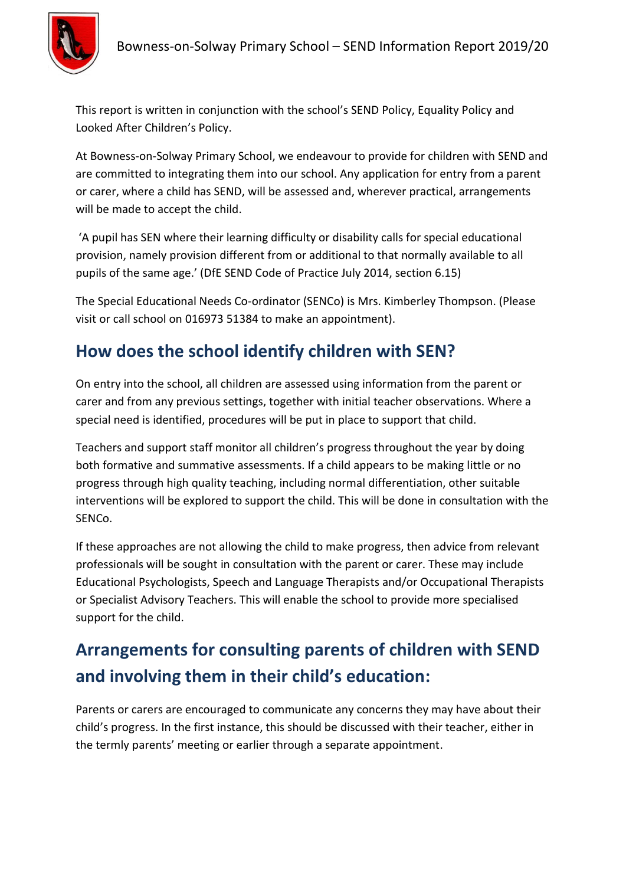This report is written in conjunction with the school's SEND Policy, Equality Policy and Looked After Children's Policy.

At Bowness-on-Solway Primary School, we endeavour to provide for children with SEND and are committed to integrating them into our school. Any application for entry from a parent or carer, where a child has SEND, will be assessed and, wherever practical, arrangements will be made to accept the child.

'A pupil has SEN where their learning difficulty or disability calls for special educational provision, namely provision different from or additional to that normally available to all pupils of the same age.' (DfE SEND Code of Practice July 2014, section 6.15)

The Special Educational Needs Co-ordinator (SENCo) is Mrs. Kimberley Thompson. (Please visit or call school on 016973 51384 to make an appointment).

## How does the school identify children with SEN?

On entry into the school, all children are assessed using information from the parent or carer and from any previous settings, together with initial teacher observations. Where a special need is identified, procedures will be put in place to support that child.

Teachers and support staff monitor all children's progress throughout the year by doing both formative and summative assessments. If a child appears to be making little or no progress through high quality teaching, including normal differentiation, other suitable interventions will be explored to support the child. This will be done in consultation with the SENCo.

If these approaches are not allowing the child to make progress, then advice from relevant professionals will be sought in consultation with the parent or carer. These may include Educational Psychologists, Speech and Language Therapists and/or Occupational Therapists or Specialist Advisory Teachers. This will enable the school to provide more specialised support for the child.

## Arrangements for consulting parents of children with SEND and involving them in their child's education:

Parents or carers are encouraged to communicate any concerns they may have about their child's progress. In the first instance, this should be discussed with their teacher, either in the termly parents' meeting or earlier through a separate appointment.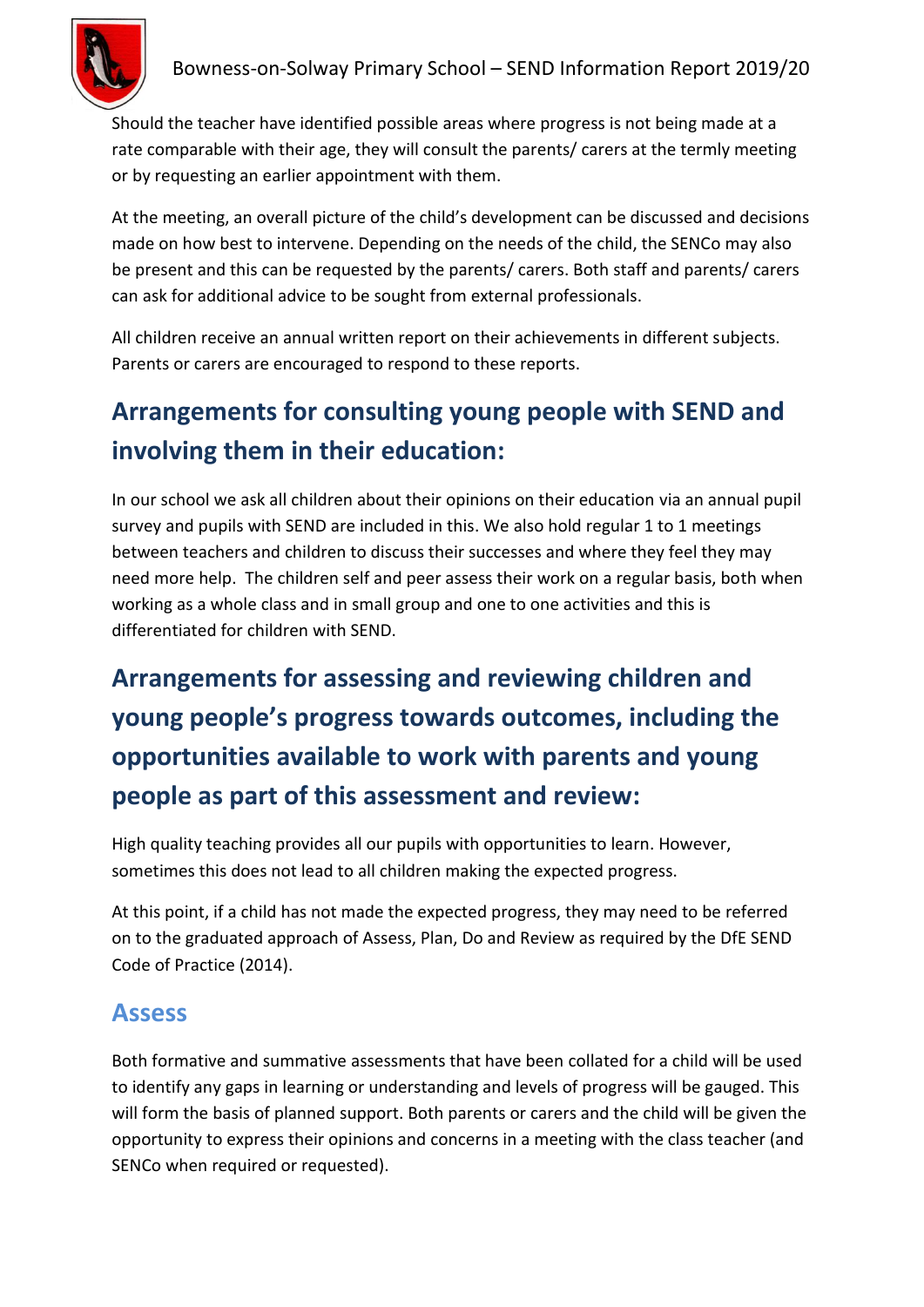Should the teacher have identified possible areas where progress is not being made at a rate comparable with their age, they will consult the parents/ carers at the termly meeting or by requesting an earlier appointment with them.

At the meeting, an overall picture of the child's development can be discussed and decisions made on how best to intervene. Depending on the needs of the child, the SENCo may also be present and this can be requested by the parents/ carers. Both staff and parents/ carers can ask for additional advice to be sought from external professionals.

All children receive an annual written report on their achievements in different subjects. Parents or carers are encouraged to respond to these reports.

## Arrangements for consulting young people with SEND and involving them in their education:

In our school we ask all children about their opinions on their education via an annual pupil survey and pupils with SEND are included in this. We also hold regular 1 to 1 meetings between teachers and children to discuss their successes and where they feel they may need more help. The children self and peer assess their work on a regular basis, both when working as a whole class and in small group and one to one activities and this is differentiated for children with SEND.

## Arrangements for assessing and reviewing children and young people's progress towards outcomes, including the opportunities available to work with parents and young people as part of this assessment and review:

High quality teaching provides all our pupils with opportunities to learn. However, sometimes this does not lead to all children making the expected progress.

At this point, if a child has not made the expected progress, they may need to be referred on to the graduated approach of Assess, Plan, Do and Review as required by the DfE SEND Code of Practice (2014).

### Assess

Both formative and summative assessments that have been collated for a child will be used to identify any gaps in learning or understanding and levels of progress will be gauged. This will form the basis of planned support. Both parents or carers and the child will be given the opportunity to express their opinions and concerns in a meeting with the class teacher (and SENCo when required or requested).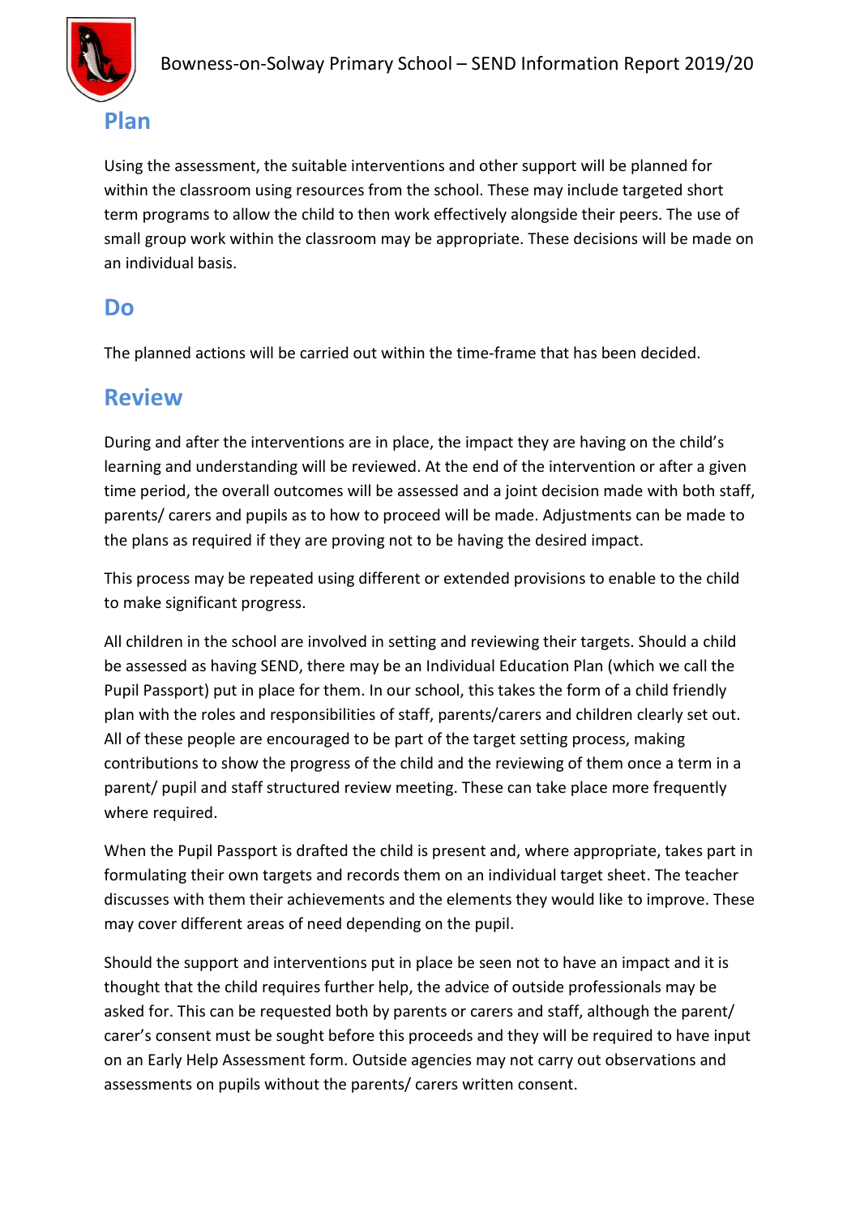## Plan

Using the assessment, the suitable interventions and other support will be planned for within the classroom using resources from the school. These may include targeted short term programs to allow the child to then work effectively alongside their peers. The use of small group work within the classroom may be appropriate. These decisions will be made on an individual basis.

## Do

The planned actions will be carried out within the time-frame that has been decided.

## Review

During and after the interventions are in place, the impact they are having on the child's learning and understanding will be reviewed. At the end of the intervention or after a given time period, the overall outcomes will be assessed and a joint decision made with both staff, parents/ carers and pupils as to how to proceed will be made. Adjustments can be made to the plans as required if they are proving not to be having the desired impact.

This process may be repeated using different or extended provisions to enable to the child to make significant progress.

All children in the school are involved in setting and reviewing their targets. Should a child be assessed as having SEND, there may be an Individual Education Plan (which we call the Pupil Passport) put in place for them. In our school, this takes the form of a child friendly plan with the roles and responsibilities of staff, parents/carers and children clearly set out. All of these people are encouraged to be part of the target setting process, making contributions to show the progress of the child and the reviewing of them once a term in a parent/ pupil and staff structured review meeting. These can take place more frequently where required.

When the Pupil Passport is drafted the child is present and, where appropriate, takes part in formulating their own targets and records them on an individual target sheet. The teacher discusses with them their achievements and the elements they would like to improve. These may cover different areas of need depending on the pupil.

Should the support and interventions put in place be seen not to have an impact and it is thought that the child requires further help, the advice of outside professionals may be asked for. This can be requested both by parents or carers and staff, although the parent/ carer's consent must be sought before this proceeds and they will be required to have input on an Early Help Assessment form. Outside agencies may not carry out observations and assessments on pupils without the parents/ carers written consent.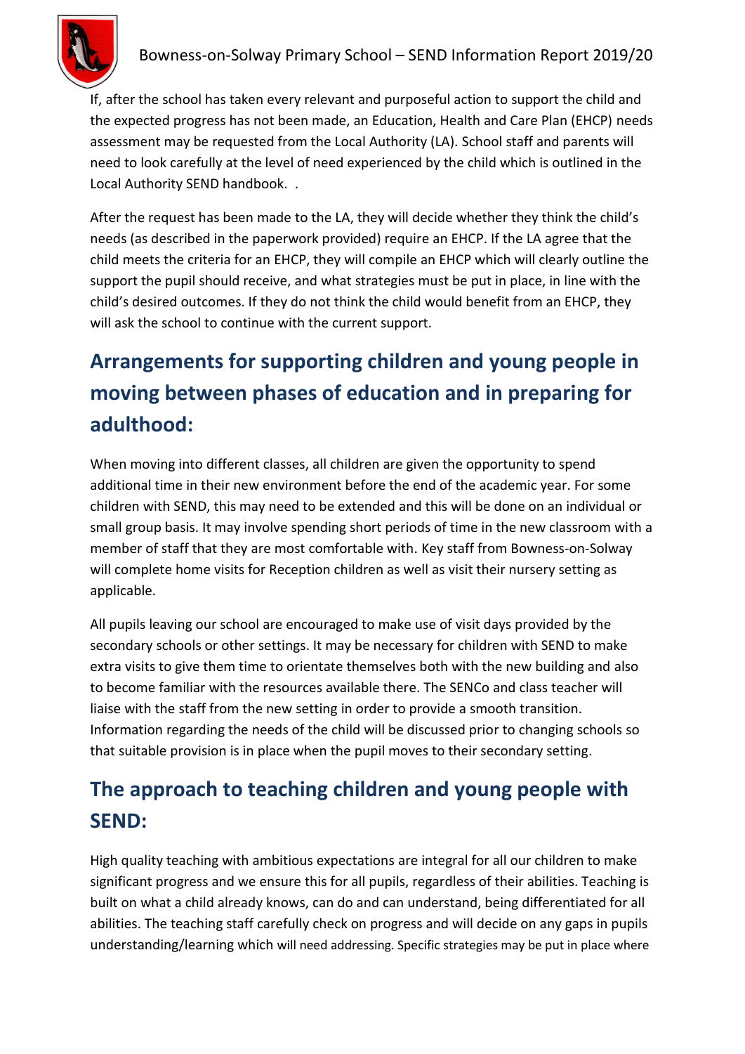If, after the school has taken every relevant and purposeful action to support the child and the expected progress has not been made, an Education, Health and Care Plan (EHCP) needs assessment may be requested from the Local Authority (LA). School staff and parents will need to look carefully at the level of need experienced by the child which is outlined in the Local Authority SEND handbook. .

After the request has been made to the LA, they will decide whether they think the child's needs (as described in the paperwork provided) require an EHCP. If the LA agree that the child meets the criteria for an EHCP, they will compile an EHCP which will clearly outline the support the pupil should receive, and what strategies must be put in place, in line with the child's desired outcomes. If they do not think the child would benefit from an EHCP, they will ask the school to continue with the current support.

## Arrangements for supporting children and young people in moving between phases of education and in preparing for adulthood:

When moving into different classes, all children are given the opportunity to spend additional time in their new environment before the end of the academic year. For some children with SEND, this may need to be extended and this will be done on an individual or small group basis. It may involve spending short periods of time in the new classroom with a member of staff that they are most comfortable with. Key staff from Bowness-on-Solway will complete home visits for Reception children as well as visit their nursery setting as applicable.

All pupils leaving our school are encouraged to make use of visit days provided by the secondary schools or other settings. It may be necessary for children with SEND to make extra visits to give them time to orientate themselves both with the new building and also to become familiar with the resources available there. The SENCo and class teacher will liaise with the staff from the new setting in order to provide a smooth transition. Information regarding the needs of the child will be discussed prior to changing schools so that suitable provision is in place when the pupil moves to their secondary setting.

## The approach to teaching children and young people with SEND:

High quality teaching with ambitious expectations are integral for all our children to make significant progress and we ensure this for all pupils, regardless of their abilities. Teaching is built on what a child already knows, can do and can understand, being differentiated for all abilities. The teaching staff carefully check on progress and will decide on any gaps in pupils understanding/learning which will need addressing. Specific strategies may be put in place where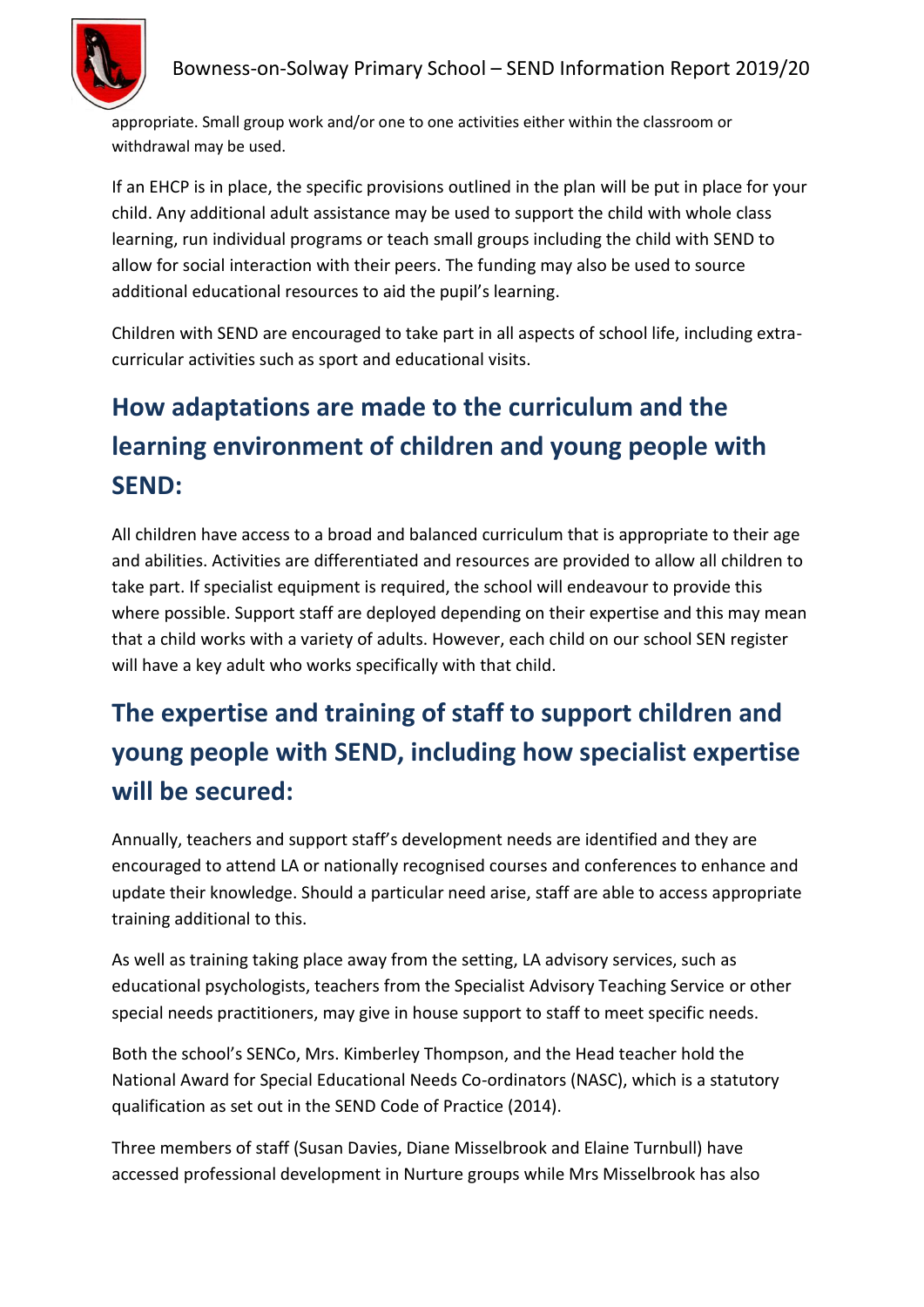appropriate. Small group work and/or one to one activities either within the classroom or withdrawal may be used.

If an EHCP is in place, the specific provisions outlined in the plan will be put in place for your child. Any additional adult assistance may be used to support the child with whole class learning, run individual programs or teach small groups including the child with SEND to allow for social interaction with their peers. The funding may also be used to source additional educational resources to aid the pupil's learning.

Children with SEND are encouraged to take part in all aspects of school life, including extra-curricular activities such as sport and educational visits.

## How adaptations are made to the curriculum and the learning environment of children and young people with SEND:

All children have access to a broad and balanced curriculum that is appropriate to their age and abilities. Activities are differentiated and resources are provided to allow all children to take part. If specialist equipment is required, the school will endeavour to provide this where possible. Support staff are deployed depending on their expertise and this may mean that a child works with a variety of adults. However, each child on our school SEN register will have a key adult who works specifically with that child.

## The expertise and training of staff to support children and young people with SEND, including how specialist expertise will be secured:

Annually, teachers and support staff's development needs are identified and they are encouraged to attend LA or nationally recognised courses and conferences to enhance and update their knowledge. Should a particular need arise, staff are able to access appropriate training additional to this.

As well as training taking place away from the setting, LA advisory services, such as educational psychologists, teachers from the Specialist Advisory Teaching Service or other special needs practitioners, may give in house support to staff to meet specific needs.

Both the school's SENCo, Mrs. Kimberley Thompson, and the Head teacher hold the National Award for Special Educational Needs Co-ordinators (NASC), which is a statutory qualification as set out in the SEND Code of Practice (2014).

Three members of staff (Susan Davies, Diane Misselbrook and Elaine Turnbull) have accessed professional development in Nurture groups while Mrs Misselbrook has also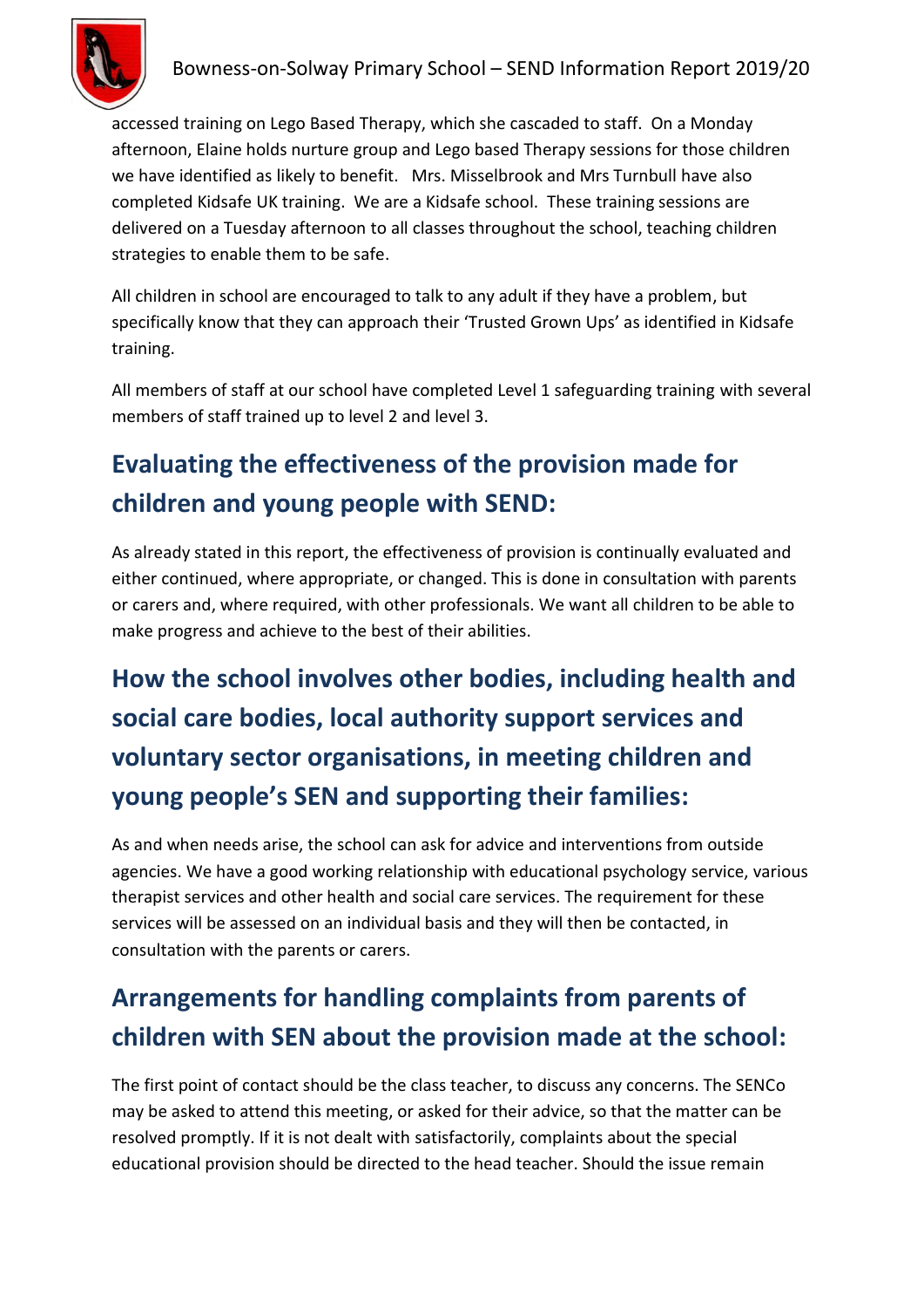accessed training on Lego Based Therapy, which she cascaded to staff. On a Monday afternoon, Elaine holds nurture group and Lego based Therapy sessions for those children we have identified as likely to benefit. Mrs. Misselbrook and Mrs Turnbull have also completed Kidsafe UK training. We are a Kidsafe school. These training sessions are delivered on a Tuesday afternoon to all classes throughout the school, teaching children strategies to enable them to be safe.

All children in school are encouraged to talk to any adult if they have a problem, but specifically know that they can approach their 'Trusted Grown Ups' as identified in Kidsafe training.

All members of staff at our school have completed Level 1 safeguarding training with several members of staff trained up to level 2 and level 3.

## Evaluating the effectiveness of the provision made for children and young people with SEND:

As already stated in this report, the effectiveness of provision is continually evaluated and either continued, where appropriate, or changed. This is done in consultation with parents or carers and, where required, with other professionals. We want all children to be able to make progress and achieve to the best of their abilities.

## How the school involves other bodies, including health and social care bodies, local authority support services and voluntary sector organisations, in meeting children and young people's SEN and supporting their families:

As and when needs arise, the school can ask for advice and interventions from outside agencies. We have a good working relationship with educational psychology service, various therapist services and other health and social care services. The requirement for these services will be assessed on an individual basis and they will then be contacted, in consultation with the parents or carers.

## Arrangements for handling complaints from parents of children with SEN about the provision made at the school:

The first point of contact should be the class teacher, to discuss any concerns. The SENCo may be asked to attend this meeting, or asked for their advice, so that the matter can be resolved promptly. If it is not dealt with satisfactorily, complaints about the special educational provision should be directed to the head teacher. Should the issue remain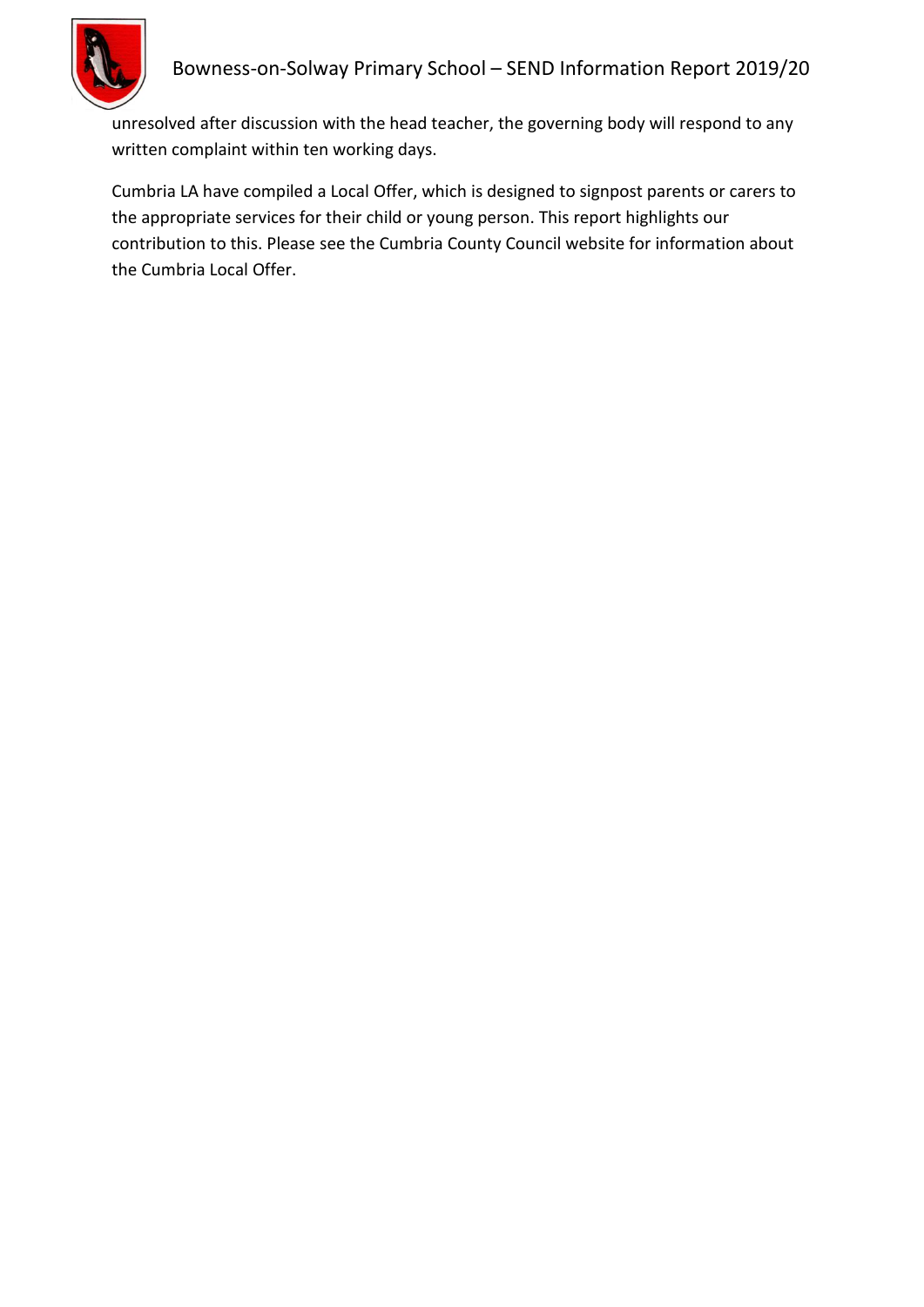unresolved after discussion with the head teacher, the governing body will respond to any written complaint within ten working days.

Cumbria LA have compiled a Local Offer, which is designed to signpost parents or carers to the appropriate services for their child or young person. This report highlights our contribution to this. Please see the Cumbria County Council website for information about the Cumbria Local Offer.